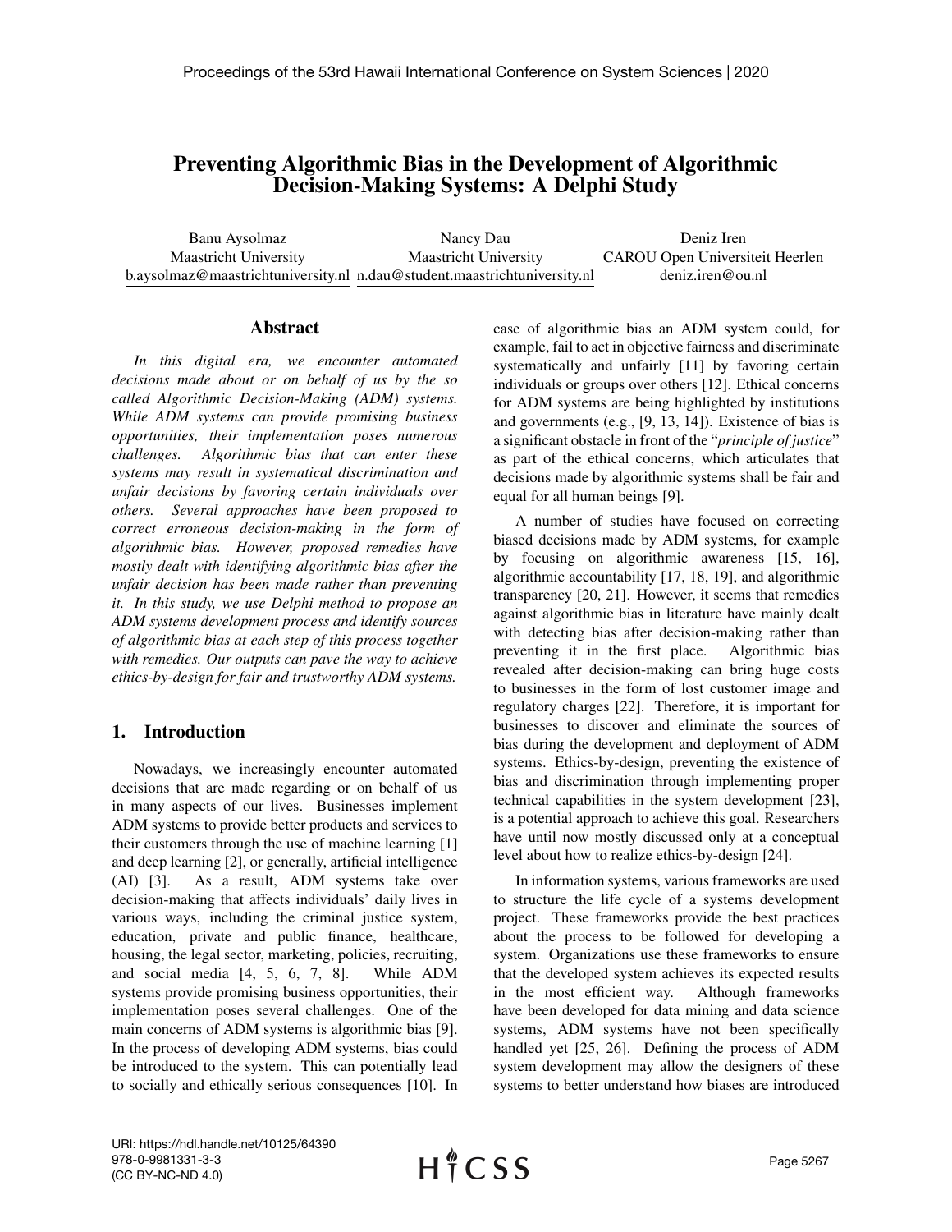# Preventing Algorithmic Bias in the Development of Algorithmic Decision-Making Systems: A Delphi Study

| Banu Aysolmaz | Nancy Dau | Deniz Iren |
|---|---|---|
| Maastricht University | Maastricht University | CAROU Open Universiteit Heerlen |
| b.aysolmaz@maastrichtuniversity.nl | n.dau@student.maastrichtuniversity.nl | deniz.iren@ou.nl |

## Abstract

*In this digital era, we encounter automated decisions made about or on behalf of us by the so called Algorithmic Decision-Making (ADM) systems. While ADM systems can provide promising business opportunities, their implementation poses numerous challenges. Algorithmic bias that can enter these systems may result in systematical discrimination and unfair decisions by favoring certain individuals over others. Several approaches have been proposed to correct erroneous decision-making in the form of algorithmic bias. However, proposed remedies have mostly dealt with identifying algorithmic bias after the unfair decision has been made rather than preventing it. In this study, we use Delphi method to propose an ADM systems development process and identify sources of algorithmic bias at each step of this process together with remedies. Our outputs can pave the way to achieve ethics-by-design for fair and trustworthy ADM systems.*

## 1. Introduction

Nowadays, we increasingly encounter automated decisions that are made regarding or on behalf of us in many aspects of our lives. Businesses implement ADM systems to provide better products and services to their customers through the use of machine learning [1] and deep learning [2], or generally, artificial intelligence (AI) [3]. As a result, ADM systems take over decision-making that affects individuals' daily lives in various ways, including the criminal justice system, education, private and public finance, healthcare, housing, the legal sector, marketing, policies, recruiting, and social media [4, 5, 6, 7, 8]. While ADM systems provide promising business opportunities, their implementation poses several challenges. One of the main concerns of ADM systems is algorithmic bias [9]. In the process of developing ADM systems, bias could be introduced to the system. This can potentially lead to socially and ethically serious consequences [10]. In case of algorithmic bias an ADM system could, for example, fail to act in objective fairness and discriminate systematically and unfairly [11] by favoring certain individuals or groups over others [12]. Ethical concerns for ADM systems are being highlighted by institutions and governments (e.g., [9, 13, 14]). Existence of bias is a significant obstacle in front of the "*principle of justice*" as part of the ethical concerns, which articulates that decisions made by algorithmic systems shall be fair and equal for all human beings [9].

A number of studies have focused on correcting biased decisions made by ADM systems, for example by focusing on algorithmic awareness [15, 16], algorithmic accountability [17, 18, 19], and algorithmic transparency [20, 21]. However, it seems that remedies against algorithmic bias in literature have mainly dealt with detecting bias after decision-making rather than preventing it in the first place. Algorithmic bias revealed after decision-making can bring huge costs to businesses in the form of lost customer image and regulatory charges [22]. Therefore, it is important for businesses to discover and eliminate the sources of bias during the development and deployment of ADM systems. Ethics-by-design, preventing the existence of bias and discrimination through implementing proper technical capabilities in the system development [23], is a potential approach to achieve this goal. Researchers have until now mostly discussed only at a conceptual level about how to realize ethics-by-design [24].

In information systems, various frameworks are used to structure the life cycle of a systems development project. These frameworks provide the best practices about the process to be followed for developing a system. Organizations use these frameworks to ensure that the developed system achieves its expected results in the most efficient way. Although frameworks have been developed for data mining and data science systems, ADM systems have not been specifically handled yet [25, 26]. Defining the process of ADM system development may allow the designers of these systems to better understand how biases are introduced

URI: https://hdl.handle.net/10125/64390
978-0-9981331-3-3
(CC BY-NC-ND 4.0)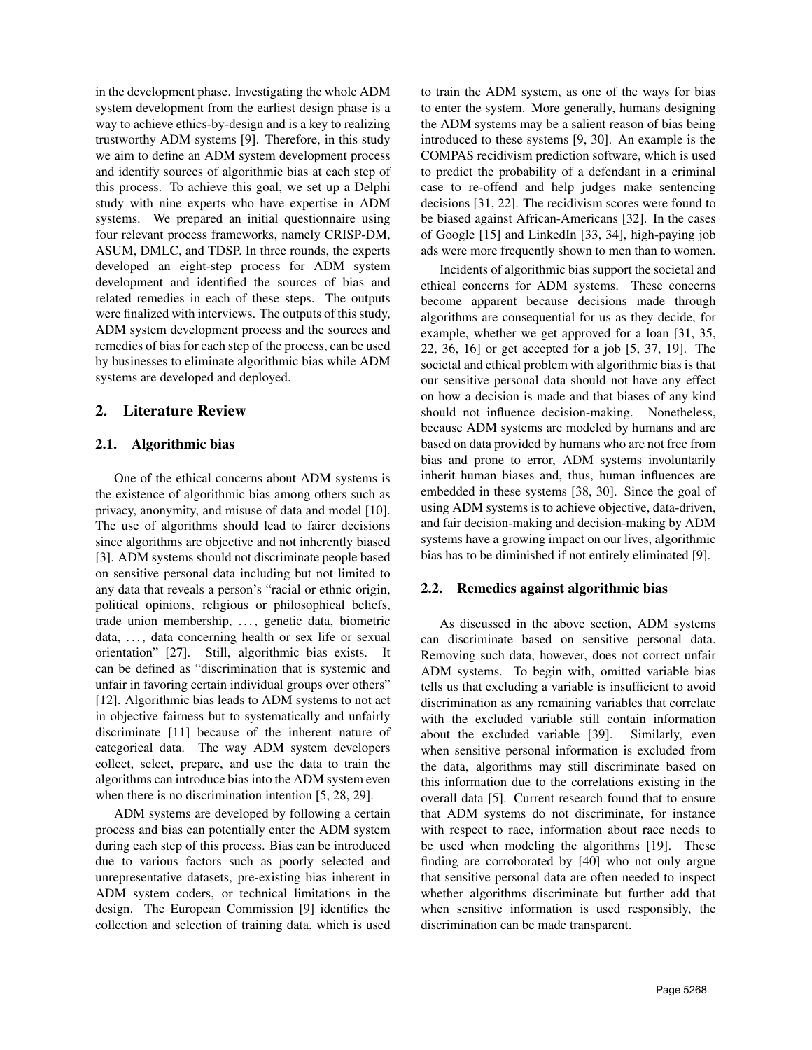in the development phase. Investigating the whole ADM system development from the earliest design phase is a way to achieve ethics-by-design and is a key to realizing trustworthy ADM systems [9]. Therefore, in this study we aim to define an ADM system development process and identify sources of algorithmic bias at each step of this process. To achieve this goal, we set up a Delphi study with nine experts who have expertise in ADM systems. We prepared an initial questionnaire using four relevant process frameworks, namely CRISP-DM, ASUM, DMLC, and TDSP. In three rounds, the experts developed an eight-step process for ADM system development and identified the sources of bias and related remedies in each of these steps. The outputs were finalized with interviews. The outputs of this study, ADM system development process and the sources and remedies of bias for each step of the process, can be used by businesses to eliminate algorithmic bias while ADM systems are developed and deployed.

## 2. Literature Review

### 2.1. Algorithmic bias

One of the ethical concerns about ADM systems is the existence of algorithmic bias among others such as privacy, anonymity, and misuse of data and model [10]. The use of algorithms should lead to fairer decisions since algorithms are objective and not inherently biased [3]. ADM systems should not discriminate people based on sensitive personal data including but not limited to any data that reveals a person's "racial or ethnic origin, political opinions, religious or philosophical beliefs, trade union membership, ..., genetic data, biometric data, ..., data concerning health or sex life or sexual orientation" [27]. Still, algorithmic bias exists. It can be defined as "discrimination that is systemic and unfair in favoring certain individual groups over others" [12]. Algorithmic bias leads to ADM systems to not act in objective fairness but to systematically and unfairly discriminate [11] because of the inherent nature of categorical data. The way ADM system developers collect, select, prepare, and use the data to train the algorithms can introduce bias into the ADM system even when there is no discrimination intention [5, 28, 29].

ADM systems are developed by following a certain process and bias can potentially enter the ADM system during each step of this process. Bias can be introduced due to various factors such as poorly selected and unrepresentative datasets, pre-existing bias inherent in ADM system coders, or technical limitations in the design. The European Commission [9] identifies the collection and selection of training data, which is used to train the ADM system, as one of the ways for bias to enter the system. More generally, humans designing the ADM systems may be a salient reason of bias being introduced to these systems [9, 30]. An example is the COMPAS recidivism prediction software, which is used to predict the probability of a defendant in a criminal case to re-offend and help judges make sentencing decisions [31, 22]. The recidivism scores were found to be biased against African-Americans [32]. In the cases of Google [15] and LinkedIn [33, 34], high-paying job ads were more frequently shown to men than to women.

Incidents of algorithmic bias support the societal and ethical concerns for ADM systems. These concerns become apparent because decisions made through algorithms are consequential for us as they decide, for example, whether we get approved for a loan [31, 35, 22, 36, 16] or get accepted for a job [5, 37, 19]. The societal and ethical problem with algorithmic bias is that our sensitive personal data should not have any effect on how a decision is made and that biases of any kind should not influence decision-making. Nonetheless, because ADM systems are modeled by humans and are based on data provided by humans who are not free from bias and prone to error, ADM systems involuntarily inherit human biases and, thus, human influences are embedded in these systems [38, 30]. Since the goal of using ADM systems is to achieve objective, data-driven, and fair decision-making and decision-making by ADM systems have a growing impact on our lives, algorithmic bias has to be diminished if not entirely eliminated [9].

### 2.2. Remedies against algorithmic bias

As discussed in the above section, ADM systems can discriminate based on sensitive personal data. Removing such data, however, does not correct unfair ADM systems. To begin with, omitted variable bias tells us that excluding a variable is insufficient to avoid discrimination as any remaining variables that correlate with the excluded variable still contain information about the excluded variable [39]. Similarly, even when sensitive personal information is excluded from the data, algorithms may still discriminate based on this information due to the correlations existing in the overall data [5]. Current research found that to ensure that ADM systems do not discriminate, for instance with respect to race, information about race needs to be used when modeling the algorithms [19]. These finding are corroborated by [40] who not only argue that sensitive personal data are often needed to inspect whether algorithms discriminate but further add that when sensitive information is used responsibly, the discrimination can be made transparent.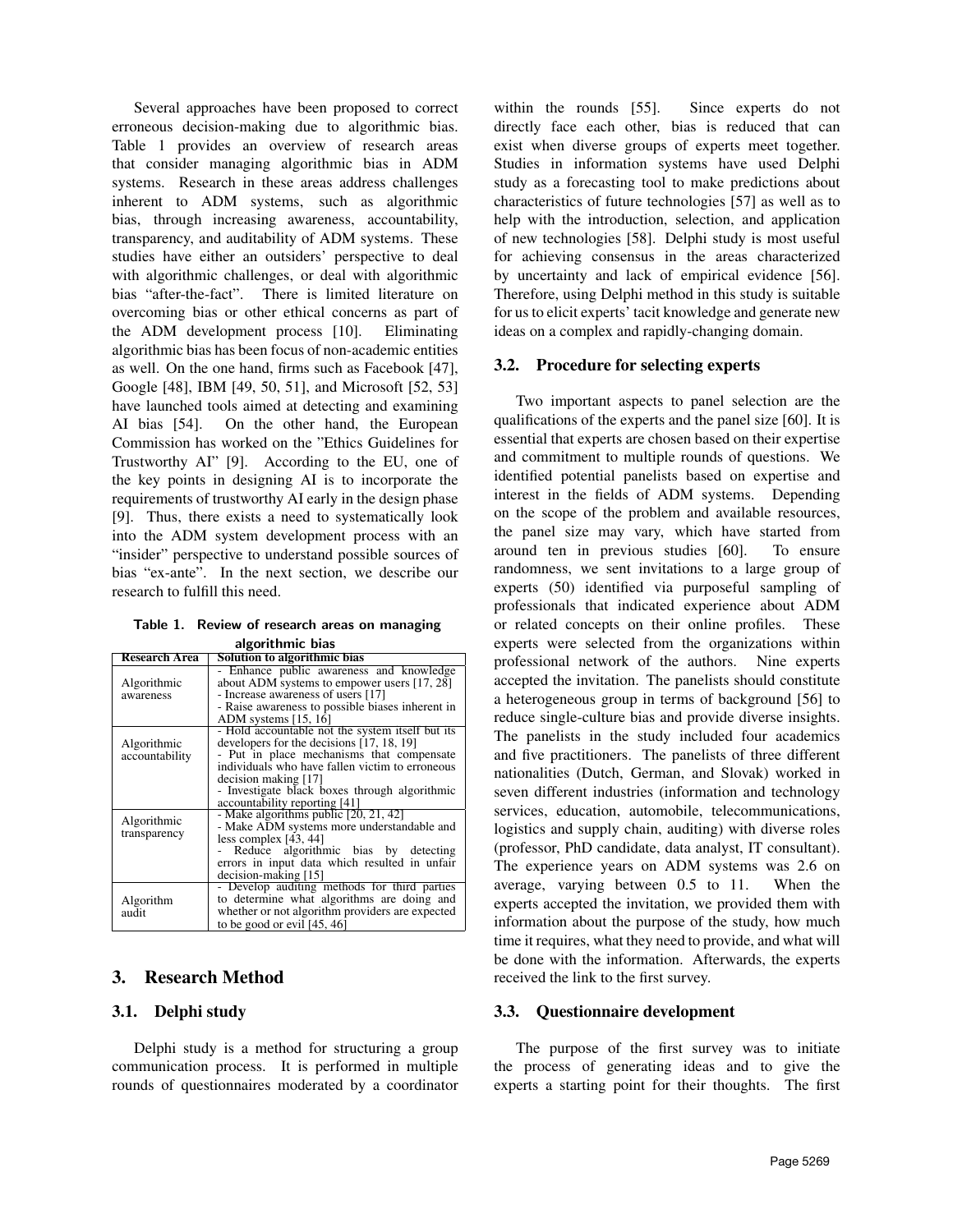Several approaches have been proposed to correct erroneous decision-making due to algorithmic bias. Table 1 provides an overview of research areas that consider managing algorithmic bias in ADM systems. Research in these areas address challenges inherent to ADM systems, such as algorithmic bias, through increasing awareness, accountability, transparency, and auditability of ADM systems. These studies have either an outsiders' perspective to deal with algorithmic challenges, or deal with algorithmic bias "after-the-fact". There is limited literature on overcoming bias or other ethical concerns as part of the ADM development process [10]. Eliminating algorithmic bias has been focus of non-academic entities as well. On the one hand, firms such as Facebook [47], Google [48], IBM [49, 50, 51], and Microsoft [52, 53] have launched tools aimed at detecting and examining AI bias [54]. On the other hand, the European Commission has worked on the "Ethics Guidelines for Trustworthy AI" [9]. According to the EU, one of the key points in designing AI is to incorporate the requirements of trustworthy AI early in the design phase [9]. Thus, there exists a need to systematically look into the ADM system development process with an "insider" perspective to understand possible sources of bias "ex-ante". In the next section, we describe our research to fulfill this need.

**Table 1. Review of research areas on managing algorithmic bias**

| Research Area | Solution to algorithmic bias |
|---|---|
| Algorithmic awareness | - Enhance public awareness and knowledge about ADM systems to empower users [17, 28]<br>- Increase awareness of users [17]<br>- Raise awareness to possible biases inherent in ADM systems [15, 16] |
| Algorithmic accountability | - Hold accountable not the system itself but its developers for the decisions [17, 18, 19]<br>- Put in place mechanisms that compensate individuals who have fallen victim to erroneous decision making [17]<br>- Investigate black boxes through algorithmic accountability reporting [41] |
| Algorithmic transparency | - Make algorithms public [20, 21, 42]<br>- Make ADM systems more understandable and less complex [43, 44]<br>- Reduce algorithmic bias by detecting errors in input data which resulted in unfair decision-making [15] |
| Algorithm audit | - Develop auditing methods for third parties to determine what algorithms are doing and whether or not algorithm providers are expected to be good or evil [45, 46] |

## 3. Research Method

### 3.1. Delphi study

Delphi study is a method for structuring a group communication process. It is performed in multiple rounds of questionnaires moderated by a coordinator within the rounds [55]. Since experts do not directly face each other, bias is reduced that can exist when diverse groups of experts meet together. Studies in information systems have used Delphi study as a forecasting tool to make predictions about characteristics of future technologies [57] as well as to help with the introduction, selection, and application of new technologies [58]. Delphi study is most useful for achieving consensus in the areas characterized by uncertainty and lack of empirical evidence [56]. Therefore, using Delphi method in this study is suitable for us to elicit experts' tacit knowledge and generate new ideas on a complex and rapidly-changing domain.

### 3.2. Procedure for selecting experts

Two important aspects to panel selection are the qualifications of the experts and the panel size [60]. It is essential that experts are chosen based on their expertise and commitment to multiple rounds of questions. We identified potential panelists based on expertise and interest in the fields of ADM systems. Depending on the scope of the problem and available resources, the panel size may vary, which have started from around ten in previous studies [60]. To ensure randomness, we sent invitations to a large group of experts (50) identified via purposeful sampling of professionals that indicated experience about ADM or related concepts on their online profiles. These experts were selected from the organizations within professional network of the authors. Nine experts accepted the invitation. The panelists should constitute a heterogeneous group in terms of background [56] to reduce single-culture bias and provide diverse insights. The panelists in the study included four academics and five practitioners. The panelists of three different nationalities (Dutch, German, and Slovak) worked in seven different industries (information and technology services, education, automobile, telecommunications, logistics and supply chain, auditing) with diverse roles (professor, PhD candidate, data analyst, IT consultant). The experience years on ADM systems was 2.6 on average, varying between 0.5 to 11. When the experts accepted the invitation, we provided them with information about the purpose of the study, how much time it requires, what they need to provide, and what will be done with the information. Afterwards, the experts received the link to the first survey.

### 3.3. Questionnaire development

The purpose of the first survey was to initiate the process of generating ideas and to give the experts a starting point for their thoughts. The first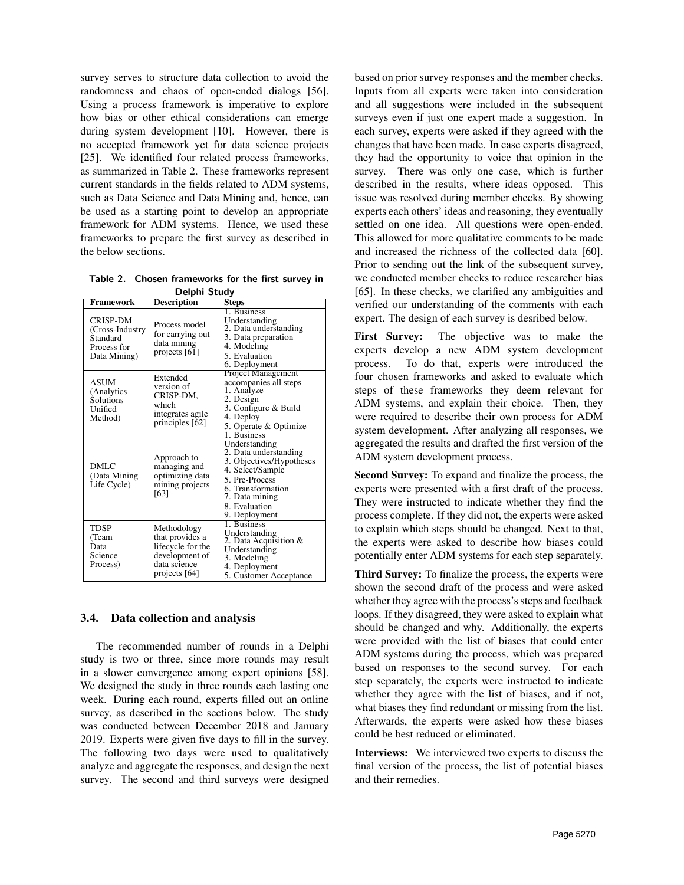survey serves to structure data collection to avoid the randomness and chaos of open-ended dialogs [56]. Using a process framework is imperative to explore how bias or other ethical considerations can emerge during system development [10]. However, there is no accepted framework yet for data science projects [25]. We identified four related process frameworks, as summarized in Table 2. These frameworks represent current standards in the fields related to ADM systems, such as Data Science and Data Mining and, hence, can be used as a starting point to develop an appropriate framework for ADM systems. Hence, we used these frameworks to prepare the first survey as described in the below sections.

**Table 2. Chosen frameworks for the first survey in Delphi Study**

| Framework | Description | Steps |
|---|---|---|
| CRISP-DM (Cross-Industry Standard Process for Data Mining) | Process model for carrying out data mining projects [61] | 1. Business Understanding<br>2. Data understanding<br>3. Data preparation<br>4. Modeling<br>5. Evaluation<br>6. Deployment |
| ASUM (Analytics Solutions Unified Method) | Extended version of CRISP-DM, which integrates agile principles [62] | Project Management accompanies all steps<br>1. Analyze<br>2. Design<br>3. Configure & Build<br>4. Deploy<br>5. Operate & Optimize |
| DMLC (Data Mining Life Cycle) | Approach to managing and optimizing data mining projects [63] | 1. Business Understanding<br>2. Data understanding<br>3. Objectives/Hypotheses<br>4. Select/Sample<br>5. Pre-Process<br>6. Transformation<br>7. Data mining<br>8. Evaluation<br>9. Deployment |
| TDSP (Team Data Science Process) | Methodology that provides a lifecycle for the development of data science projects [64] | 1. Business Understanding<br>2. Data Acquisition & Understanding<br>3. Modeling<br>4. Deployment<br>5. Customer Acceptance |

### 3.4. Data collection and analysis

The recommended number of rounds in a Delphi study is two or three, since more rounds may result in a slower convergence among expert opinions [58]. We designed the study in three rounds each lasting one week. During each round, experts filled out an online survey, as described in the sections below. The study was conducted between December 2018 and January 2019. Experts were given five days to fill in the survey. The following two days were used to qualitatively analyze and aggregate the responses, and design the next survey. The second and third surveys were designed based on prior survey responses and the member checks. Inputs from all experts were taken into consideration and all suggestions were included in the subsequent surveys even if just one expert made a suggestion. In each survey, experts were asked if they agreed with the changes that have been made. In case experts disagreed, they had the opportunity to voice that opinion in the survey. There was only one case, which is further described in the results, where ideas opposed. This issue was resolved during member checks. By showing experts each others' ideas and reasoning, they eventually settled on one idea. All questions were open-ended. This allowed for more qualitative comments to be made and increased the richness of the collected data [60]. Prior to sending out the link of the subsequent survey, we conducted member checks to reduce researcher bias [65]. In these checks, we clarified any ambiguities and verified our understanding of the comments with each expert. The design of each survey is desribed below.

**First Survey:** The objective was to make the experts develop a new ADM system development process. To do that, experts were introduced the four chosen frameworks and asked to evaluate which steps of these frameworks they deem relevant for ADM systems, and explain their choice. Then, they were required to describe their own process for ADM system development. After analyzing all responses, we aggregated the results and drafted the first version of the ADM system development process.

**Second Survey:** To expand and finalize the process, the experts were presented with a first draft of the process. They were instructed to indicate whether they find the process complete. If they did not, the experts were asked to explain which steps should be changed. Next to that, the experts were asked to describe how biases could potentially enter ADM systems for each step separately.

**Third Survey:** To finalize the process, the experts were shown the second draft of the process and were asked whether they agree with the process's steps and feedback loops. If they disagreed, they were asked to explain what should be changed and why. Additionally, the experts were provided with the list of biases that could enter ADM systems during the process, which was prepared based on responses to the second survey. For each step separately, the experts were instructed to indicate whether they agree with the list of biases, and if not, what biases they find redundant or missing from the list. Afterwards, the experts were asked how these biases could be best reduced or eliminated.

**Interviews:** We interviewed two experts to discuss the final version of the process, the list of potential biases and their remedies.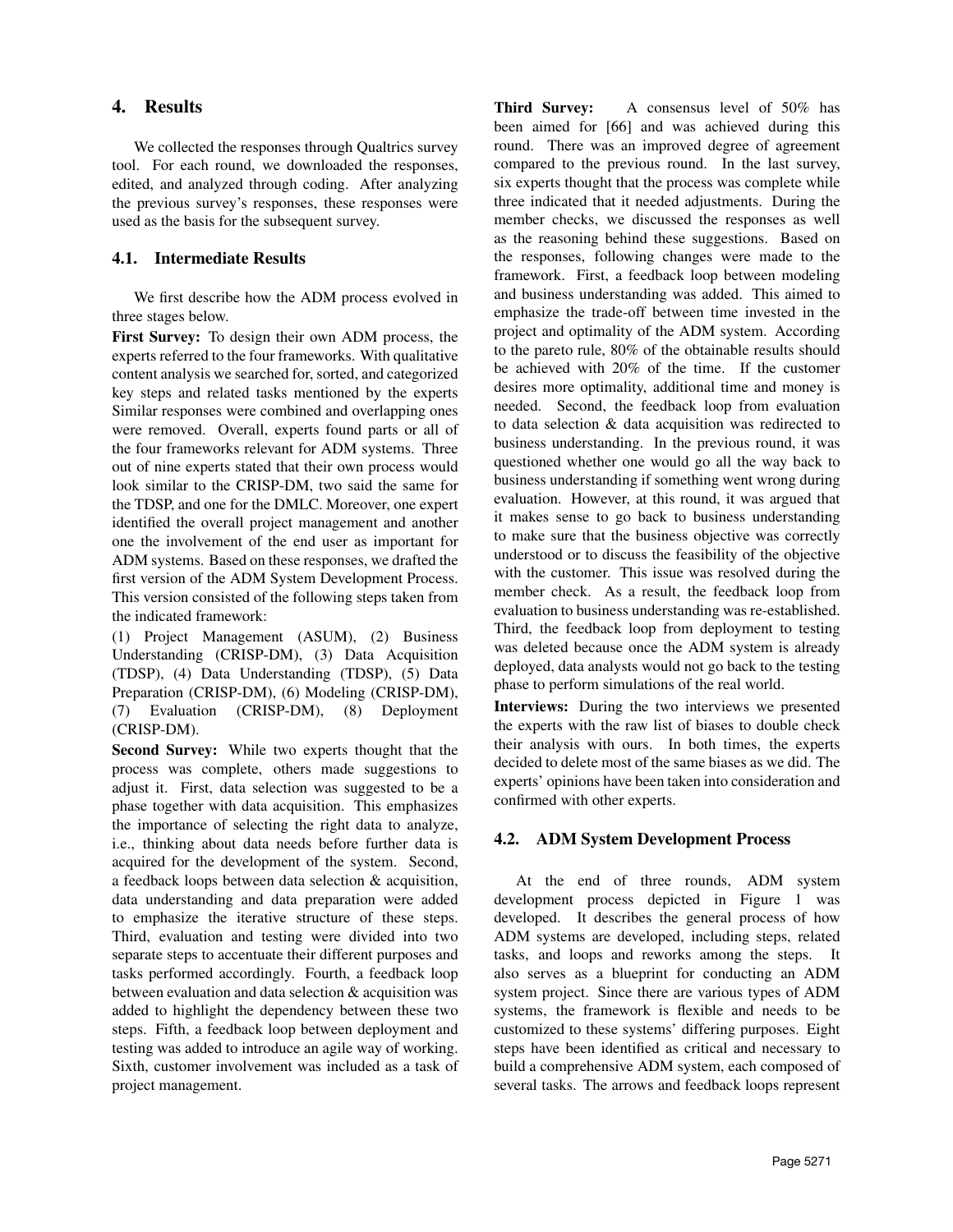## 4. Results

We collected the responses through Qualtrics survey tool. For each round, we downloaded the responses, edited, and analyzed through coding. After analyzing the previous survey's responses, these responses were used as the basis for the subsequent survey.

### 4.1. Intermediate Results

We first describe how the ADM process evolved in three stages below.

**First Survey:** To design their own ADM process, the experts referred to the four frameworks. With qualitative content analysis we searched for, sorted, and categorized key steps and related tasks mentioned by the experts Similar responses were combined and overlapping ones were removed. Overall, experts found parts or all of the four frameworks relevant for ADM systems. Three out of nine experts stated that their own process would look similar to the CRISP-DM, two said the same for the TDSP, and one for the DMLC. Moreover, one expert identified the overall project management and another one the involvement of the end user as important for ADM systems. Based on these responses, we drafted the first version of the ADM System Development Process. This version consisted of the following steps taken from the indicated framework:

(1) Project Management (ASUM), (2) Business Understanding (CRISP-DM), (3) Data Acquisition (TDSP), (4) Data Understanding (TDSP), (5) Data Preparation (CRISP-DM), (6) Modeling (CRISP-DM), (7) Evaluation (CRISP-DM), (8) Deployment (CRISP-DM).

**Second Survey:** While two experts thought that the process was complete, others made suggestions to adjust it. First, data selection was suggested to be a phase together with data acquisition. This emphasizes the importance of selecting the right data to analyze, i.e., thinking about data needs before further data is acquired for the development of the system. Second, a feedback loops between data selection & acquisition, data understanding and data preparation were added to emphasize the iterative structure of these steps. Third, evaluation and testing were divided into two separate steps to accentuate their different purposes and tasks performed accordingly. Fourth, a feedback loop between evaluation and data selection & acquisition was added to highlight the dependency between these two steps. Fifth, a feedback loop between deployment and testing was added to introduce an agile way of working. Sixth, customer involvement was included as a task of project management.

**Third Survey:** A consensus level of 50% has been aimed for [66] and was achieved during this round. There was an improved degree of agreement compared to the previous round. In the last survey, six experts thought that the process was complete while three indicated that it needed adjustments. During the member checks, we discussed the responses as well as the reasoning behind these suggestions. Based on the responses, following changes were made to the framework. First, a feedback loop between modeling and business understanding was added. This aimed to emphasize the trade-off between time invested in the project and optimality of the ADM system. According to the pareto rule, 80% of the obtainable results should be achieved with 20% of the time. If the customer desires more optimality, additional time and money is needed. Second, the feedback loop from evaluation to data selection & data acquisition was redirected to business understanding. In the previous round, it was questioned whether one would go all the way back to business understanding if something went wrong during evaluation. However, at this round, it was argued that it makes sense to go back to business understanding to make sure that the business objective was correctly understood or to discuss the feasibility of the objective with the customer. This issue was resolved during the member check. As a result, the feedback loop from evaluation to business understanding was re-established. Third, the feedback loop from deployment to testing was deleted because once the ADM system is already deployed, data analysts would not go back to the testing phase to perform simulations of the real world.

**Interviews:** During the two interviews we presented the experts with the raw list of biases to double check their analysis with ours. In both times, the experts decided to delete most of the same biases as we did. The experts' opinions have been taken into consideration and confirmed with other experts.

### 4.2. ADM System Development Process

At the end of three rounds, ADM system development process depicted in Figure 1 was developed. It describes the general process of how ADM systems are developed, including steps, related tasks, and loops and reworks among the steps. It also serves as a blueprint for conducting an ADM system project. Since there are various types of ADM systems, the framework is flexible and needs to be customized to these systems' differing purposes. Eight steps have been identified as critical and necessary to build a comprehensive ADM system, each composed of several tasks. The arrows and feedback loops represent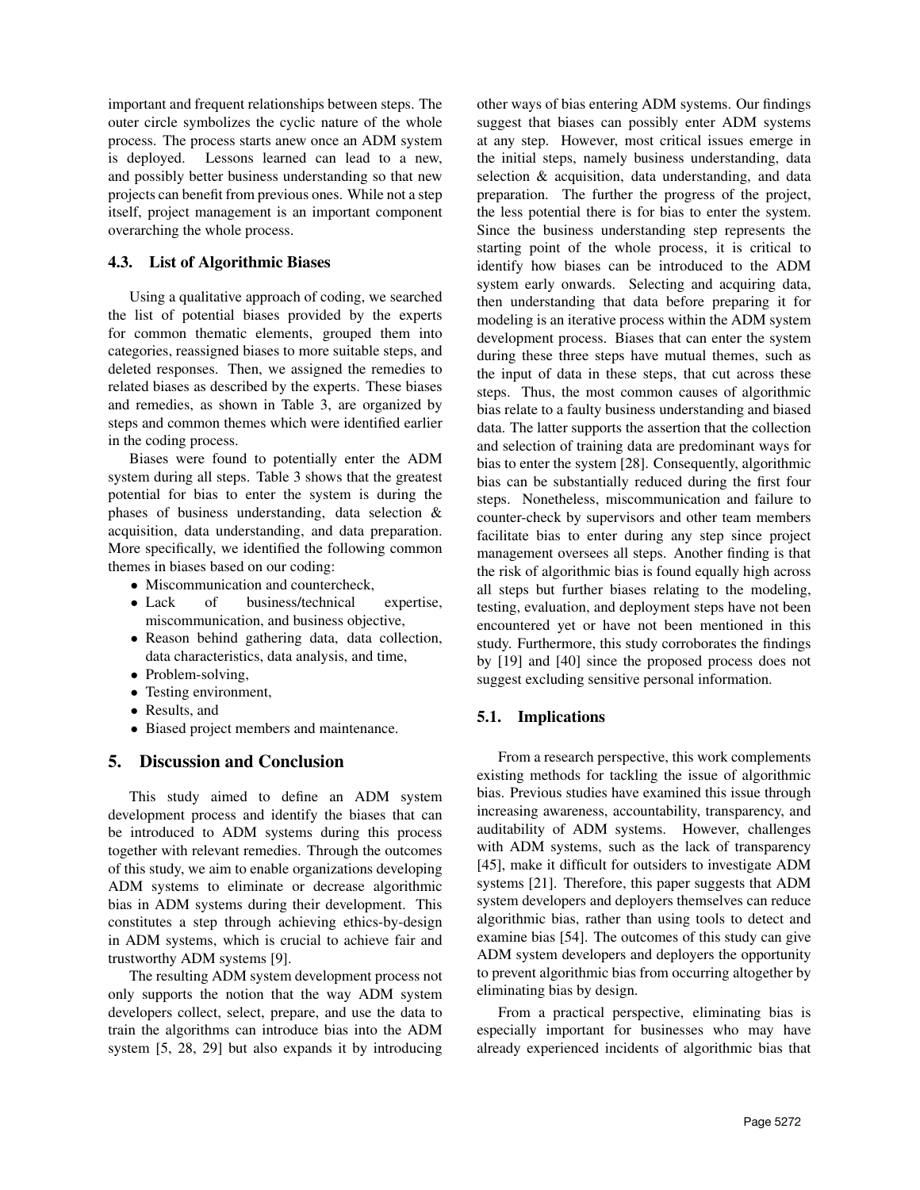important and frequent relationships between steps. The outer circle symbolizes the cyclic nature of the whole process. The process starts anew once an ADM system is deployed. Lessons learned can lead to a new, and possibly better business understanding so that new projects can benefit from previous ones. While not a step itself, project management is an important component overarching the whole process.

### 4.3. List of Algorithmic Biases

Using a qualitative approach of coding, we searched the list of potential biases provided by the experts for common thematic elements, grouped them into categories, reassigned biases to more suitable steps, and deleted responses. Then, we assigned the remedies to related biases as described by the experts. These biases and remedies, as shown in Table 3, are organized by steps and common themes which were identified earlier in the coding process.

Biases were found to potentially enter the ADM system during all steps. Table 3 shows that the greatest potential for bias to enter the system is during the phases of business understanding, data selection & acquisition, data understanding, and data preparation. More specifically, we identified the following common themes in biases based on our coding:

- Miscommunication and countercheck,
- Lack of business/technical expertise, miscommunication, and business objective,
- Reason behind gathering data, data collection, data characteristics, data analysis, and time,
- Problem-solving,
- Testing environment,
- Results, and
- Biased project members and maintenance.

## 5. Discussion and Conclusion

This study aimed to define an ADM system development process and identify the biases that can be introduced to ADM systems during this process together with relevant remedies. Through the outcomes of this study, we aim to enable organizations developing ADM systems to eliminate or decrease algorithmic bias in ADM systems during their development. This constitutes a step through achieving ethics-by-design in ADM systems, which is crucial to achieve fair and trustworthy ADM systems [9].

The resulting ADM system development process not only supports the notion that the way ADM system developers collect, select, prepare, and use the data to train the algorithms can introduce bias into the ADM system [5, 28, 29] but also expands it by introducing other ways of bias entering ADM systems. Our findings suggest that biases can possibly enter ADM systems at any step. However, most critical issues emerge in the initial steps, namely business understanding, data selection & acquisition, data understanding, and data preparation. The further the progress of the project, the less potential there is for bias to enter the system. Since the business understanding step represents the starting point of the whole process, it is critical to identify how biases can be introduced to the ADM system early onwards. Selecting and acquiring data, then understanding that data before preparing it for modeling is an iterative process within the ADM system development process. Biases that can enter the system during these three steps have mutual themes, such as the input of data in these steps, that cut across these steps. Thus, the most common causes of algorithmic bias relate to a faulty business understanding and biased data. The latter supports the assertion that the collection and selection of training data are predominant ways for bias to enter the system [28]. Consequently, algorithmic bias can be substantially reduced during the first four steps. Nonetheless, miscommunication and failure to counter-check by supervisors and other team members facilitate bias to enter during any step since project management oversees all steps. Another finding is that the risk of algorithmic bias is found equally high across all steps but further biases relating to the modeling, testing, evaluation, and deployment steps have not been encountered yet or have not been mentioned in this study. Furthermore, this study corroborates the findings by [19] and [40] since the proposed process does not suggest excluding sensitive personal information.

### 5.1. Implications

From a research perspective, this work complements existing methods for tackling the issue of algorithmic bias. Previous studies have examined this issue through increasing awareness, accountability, transparency, and auditability of ADM systems. However, challenges with ADM systems, such as the lack of transparency [45], make it difficult for outsiders to investigate ADM systems [21]. Therefore, this paper suggests that ADM system developers and deployers themselves can reduce algorithmic bias, rather than using tools to detect and examine bias [54]. The outcomes of this study can give ADM system developers and deployers the opportunity to prevent algorithmic bias from occurring altogether by eliminating bias by design.

From a practical perspective, eliminating bias is especially important for businesses who may have already experienced incidents of algorithmic bias that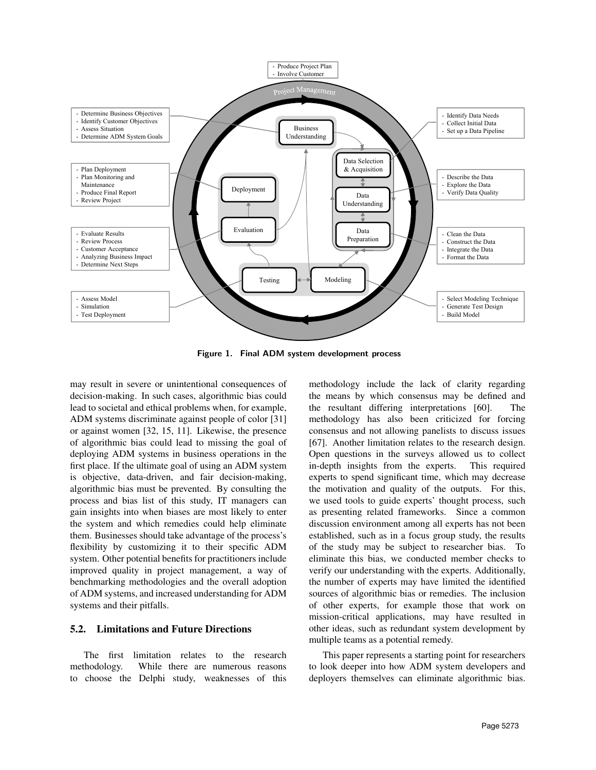- Produce Project Plan
- Involve Customer

Project Management

- Determine Business Objectives
- Identify Customer Objectives
- Assess Situation
- Determine ADM System Goals

Business Understanding

- Identify Data Needs
- Collect Initial Data
- Set up a Data Pipeline

Data Selection & Acquisition

Data Understanding

- Describe the Data
- Explore the Data
- Verify Data Quality

Data Preparation

- Clean the Data
- Construct the Data
- Integrate the Data
- Format the Data

- Plan Deployment
- Plan Monitoring and Maintenance
- Produce Final Report
- Review Project

Deployment

- Evaluate Results
- Review Process
- Customer Acceptance
- Analyzing Business Impact
- Determine Next Steps

Evaluation

Testing

Modeling

- Assess Model
- Simulation
- Test Deployment

- Select Modeling Technique
- Generate Test Design
- Build Model

**Figure 1. Final ADM system development process**

may result in severe or unintentional consequences of decision-making. In such cases, algorithmic bias could lead to societal and ethical problems when, for example, ADM systems discriminate against people of color [31] or against women [32, 15, 11]. Likewise, the presence of algorithmic bias could lead to missing the goal of deploying ADM systems in business operations in the first place. If the ultimate goal of using an ADM system is objective, data-driven, and fair decision-making, algorithmic bias must be prevented. By consulting the process and bias list of this study, IT managers can gain insights into when biases are most likely to enter the system and which remedies could help eliminate them. Businesses should take advantage of the process's flexibility by customizing it to their specific ADM system. Other potential benefits for practitioners include improved quality in project management, a way of benchmarking methodologies and the overall adoption of ADM systems, and increased understanding for ADM systems and their pitfalls.

### 5.2. Limitations and Future Directions

The first limitation relates to the research methodology. While there are numerous reasons to choose the Delphi study, weaknesses of this methodology include the lack of clarity regarding the means by which consensus may be defined and the resultant differing interpretations [60]. The methodology has also been criticized for forcing consensus and not allowing panelists to discuss issues [67]. Another limitation relates to the research design. Open questions in the surveys allowed us to collect in-depth insights from the experts. This required experts to spend significant time, which may decrease the motivation and quality of the outputs. For this, we used tools to guide experts' thought process, such as presenting related frameworks. Since a common discussion environment among all experts has not been established, such as in a focus group study, the results of the study may be subject to researcher bias. To eliminate this bias, we conducted member checks to verify our understanding with the experts. Additionally, the number of experts may have limited the identified sources of algorithmic bias or remedies. The inclusion of other experts, for example those that work on mission-critical applications, may have resulted in other ideas, such as redundant system development by multiple teams as a potential remedy.

This paper represents a starting point for researchers to look deeper into how ADM system developers and deployers themselves can eliminate algorithmic bias.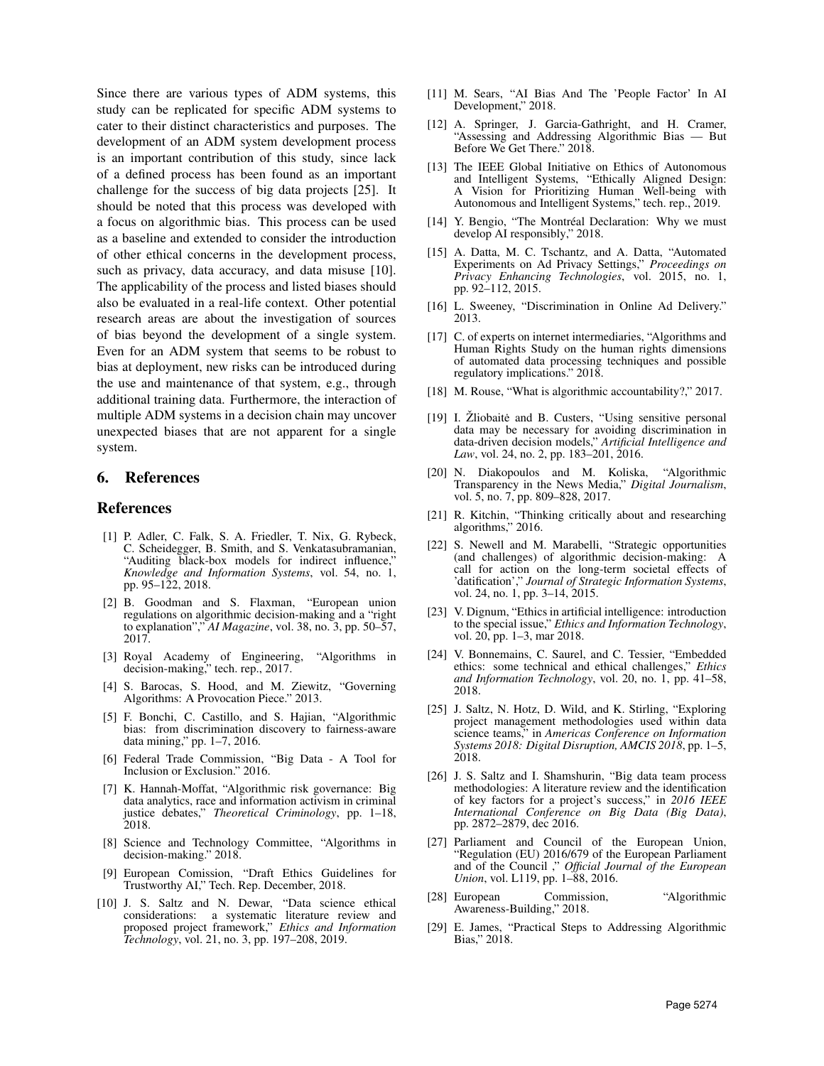Since there are various types of ADM systems, this study can be replicated for specific ADM systems to cater to their distinct characteristics and purposes. The development of an ADM system development process is an important contribution of this study, since lack of a defined process has been found as an important challenge for the success of big data projects [25]. It should be noted that this process was developed with a focus on algorithmic bias. This process can be used as a baseline and extended to consider the introduction of other ethical concerns in the development process, such as privacy, data accuracy, and data misuse [10]. The applicability of the process and listed biases should also be evaluated in a real-life context. Other potential research areas are about the investigation of sources of bias beyond the development of a single system. Even for an ADM system that seems to be robust to bias at deployment, new risks can be introduced during the use and maintenance of that system, e.g., through additional training data. Furthermore, the interaction of multiple ADM systems in a decision chain may uncover unexpected biases that are not apparent for a single system.

## 6. References

## References

[1] P. Adler, C. Falk, S. A. Friedler, T. Nix, G. Rybeck, C. Scheidegger, B. Smith, and S. Venkatasubramanian, "Auditing black-box models for indirect influence," *Knowledge and Information Systems*, vol. 54, no. 1, pp. 95–122, 2018.

[2] B. Goodman and S. Flaxman, "European union regulations on algorithmic decision-making and a "right to explanation"," *AI Magazine*, vol. 38, no. 3, pp. 50–57, 2017.

[3] Royal Academy of Engineering, "Algorithms in decision-making," tech. rep., 2017.

[4] S. Barocas, S. Hood, and M. Ziewitz, "Governing Algorithms: A Provocation Piece." 2013.

[5] F. Bonchi, C. Castillo, and S. Hajian, "Algorithmic bias: from discrimination discovery to fairness-aware data mining," pp. 1–7, 2016.

[6] Federal Trade Commission, "Big Data - A Tool for Inclusion or Exclusion." 2016.

[7] K. Hannah-Moffat, "Algorithmic risk governance: Big data analytics, race and information activism in criminal justice debates," *Theoretical Criminology*, pp. 1–18, 2018.

[8] Science and Technology Committee, "Algorithms in decision-making." 2018.

[9] European Comission, "Draft Ethics Guidelines for Trustworthy AI," Tech. Rep. December, 2018.

[10] J. S. Saltz and N. Dewar, "Data science ethical considerations: a systematic literature review and proposed project framework," *Ethics and Information Technology*, vol. 21, no. 3, pp. 197–208, 2019.

[11] M. Sears, "AI Bias And The 'People Factor' In AI Development," 2018.

[12] A. Springer, J. Garcia-Gathright, and H. Cramer, "Assessing and Addressing Algorithmic Bias — But Before We Get There." 2018.

[13] The IEEE Global Initiative on Ethics of Autonomous and Intelligent Systems, "Ethically Aligned Design: A Vision for Prioritizing Human Well-being with Autonomous and Intelligent Systems," tech. rep., 2019.

[14] Y. Bengio, "The Montréal Declaration: Why we must develop AI responsibly," 2018.

[15] A. Datta, M. C. Tschantz, and A. Datta, "Automated Experiments on Ad Privacy Settings," *Proceedings on Privacy Enhancing Technologies*, vol. 2015, no. 1, pp. 92–112, 2015.

[16] L. Sweeney, "Discrimination in Online Ad Delivery." 2013.

[17] C. of experts on internet intermediaries, "Algorithms and Human Rights Study on the human rights dimensions of automated data processing techniques and possible regulatory implications." 2018.

[18] M. Rouse, "What is algorithmic accountability?," 2017.

[19] I. Žliobaitė and B. Custers, "Using sensitive personal data may be necessary for avoiding discrimination in data-driven decision models," *Artificial Intelligence and Law*, vol. 24, no. 2, pp. 183–201, 2016.

[20] N. Diakopoulos and M. Koliska, "Algorithmic Transparency in the News Media," *Digital Journalism*, vol. 5, no. 7, pp. 809–828, 2017.

[21] R. Kitchin, "Thinking critically about and researching algorithms," 2016.

[22] S. Newell and M. Marabelli, "Strategic opportunities (and challenges) of algorithmic decision-making: A call for action on the long-term societal effects of 'datification'," *Journal of Strategic Information Systems*, vol. 24, no. 1, pp. 3–14, 2015.

[23] V. Dignum, "Ethics in artificial intelligence: introduction to the special issue," *Ethics and Information Technology*, vol. 20, pp. 1–3, mar 2018.

[24] V. Bonnemains, C. Saurel, and C. Tessier, "Embedded ethics: some technical and ethical challenges," *Ethics and Information Technology*, vol. 20, no. 1, pp. 41–58, 2018.

[25] J. Saltz, N. Hotz, D. Wild, and K. Stirling, "Exploring project management methodologies used within data science teams," in *Americas Conference on Information Systems 2018: Digital Disruption, AMCIS 2018*, pp. 1–5, 2018.

[26] J. S. Saltz and I. Shamshurin, "Big data team process methodologies: A literature review and the identification of key factors for a project's success," in *2016 IEEE International Conference on Big Data (Big Data)*, pp. 2872–2879, dec 2016.

[27] Parliament and Council of the European Union, "Regulation (EU) 2016/679 of the European Parliament and of the Council ," *Official Journal of the European Union*, vol. L119, pp. 1–88, 2016.

[28] European Commission, "Algorithmic Awareness-Building," 2018.

[29] E. James, "Practical Steps to Addressing Algorithmic Bias," 2018.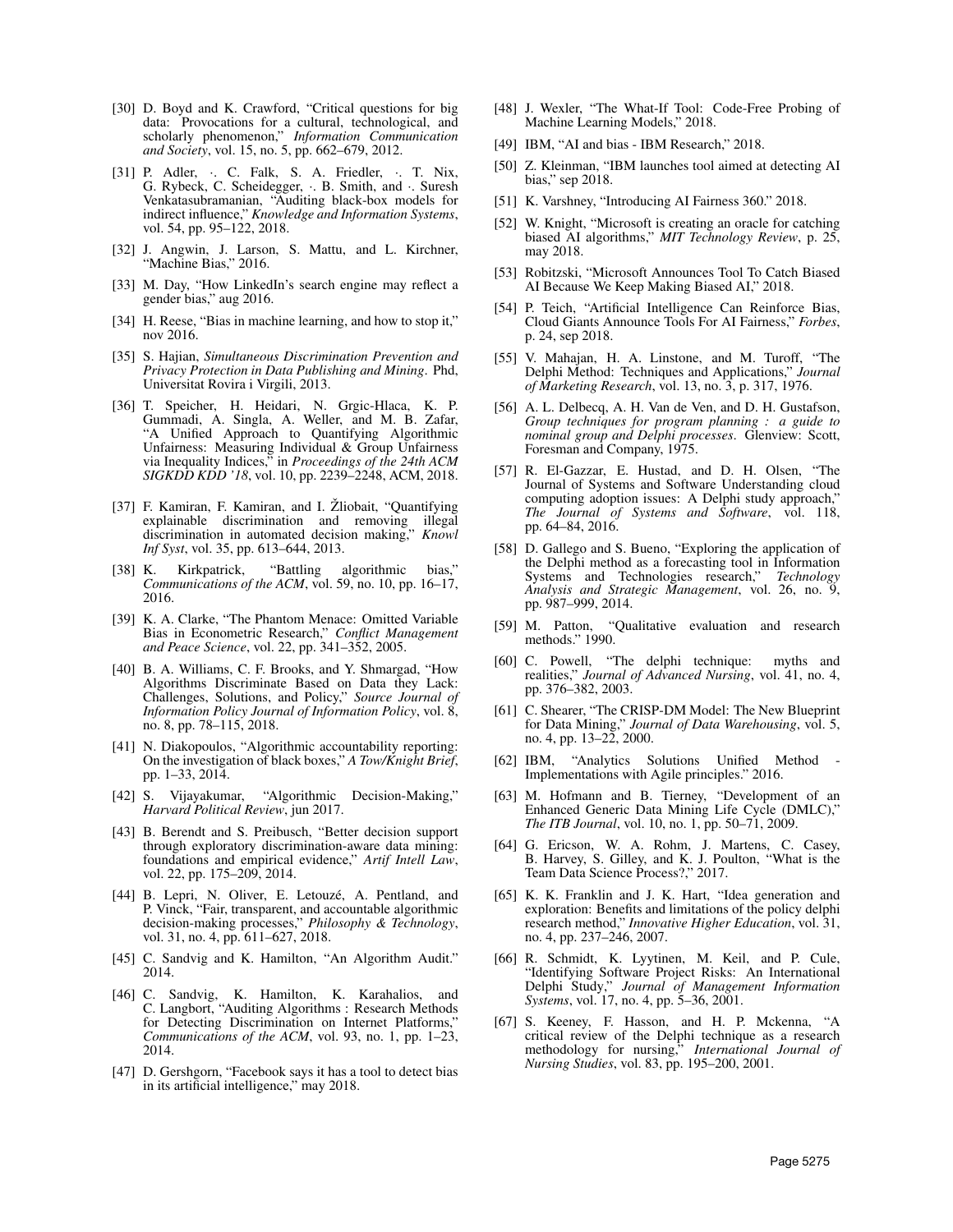[30] D. Boyd and K. Crawford, "Critical questions for big data: Provocations for a cultural, technological, and scholarly phenomenon," *Information Communication and Society*, vol. 15, no. 5, pp. 662–679, 2012.

[31] P. Adler, ·. C. Falk, S. A. Friedler, ·. T. Nix, G. Rybeck, C. Scheidegger, ·. B. Smith, and ·. Suresh Venkatasubramanian, "Auditing black-box models for indirect influence," *Knowledge and Information Systems*, vol. 54, pp. 95–122, 2018.

[32] J. Angwin, J. Larson, S. Mattu, and L. Kirchner, "Machine Bias," 2016.

[33] M. Day, "How LinkedIn's search engine may reflect a gender bias," aug 2016.

[34] H. Reese, "Bias in machine learning, and how to stop it," nov 2016.

[35] S. Hajian, *Simultaneous Discrimination Prevention and Privacy Protection in Data Publishing and Mining*. Phd, Universitat Rovira i Virgili, 2013.

[36] T. Speicher, H. Heidari, N. Grgic-Hlaca, K. P. Gummadi, A. Singla, A. Weller, and M. B. Zafar, "A Unified Approach to Quantifying Algorithmic Unfairness: Measuring Individual & Group Unfairness via Inequality Indices," in *Proceedings of the 24th ACM SIGKDD KDD '18*, vol. 10, pp. 2239–2248, ACM, 2018.

[37] F. Kamiran, F. Kamiran, and I. Žliobait, "Quantifying explainable discrimination and removing illegal discrimination in automated decision making," *Knowl Inf Syst*, vol. 35, pp. 613–644, 2013.

[38] K. Kirkpatrick, "Battling algorithmic bias," *Communications of the ACM*, vol. 59, no. 10, pp. 16–17, 2016.

[39] K. A. Clarke, "The Phantom Menace: Omitted Variable Bias in Econometric Research," *Conflict Management and Peace Science*, vol. 22, pp. 341–352, 2005.

[40] B. A. Williams, C. F. Brooks, and Y. Shmargad, "How Algorithms Discriminate Based on Data they Lack: Challenges, Solutions, and Policy," *Source Journal of Information Policy Journal of Information Policy*, vol. 8, no. 8, pp. 78–115, 2018.

[41] N. Diakopoulos, "Algorithmic accountability reporting: On the investigation of black boxes," *A Tow/Knight Brief*, pp. 1–33, 2014.

[42] S. Vijayakumar, "Algorithmic Decision-Making," *Harvard Political Review*, jun 2017.

[43] B. Berendt and S. Preibusch, "Better decision support through exploratory discrimination-aware data mining: foundations and empirical evidence," *Artif Intell Law*, vol. 22, pp. 175–209, 2014.

[44] B. Lepri, N. Oliver, E. Letouzé, A. Pentland, and P. Vinck, "Fair, transparent, and accountable algorithmic decision-making processes," *Philosophy & Technology*, vol. 31, no. 4, pp. 611–627, 2018.

[45] C. Sandvig and K. Hamilton, "An Algorithm Audit." 2014.

[46] C. Sandvig, K. Hamilton, K. Karahalios, and C. Langbort, "Auditing Algorithms : Research Methods for Detecting Discrimination on Internet Platforms," *Communications of the ACM*, vol. 93, no. 1, pp. 1–23, 2014.

[47] D. Gershgorn, "Facebook says it has a tool to detect bias in its artificial intelligence," may 2018.

[48] J. Wexler, "The What-If Tool: Code-Free Probing of Machine Learning Models," 2018.

[49] IBM, "AI and bias - IBM Research," 2018.

[50] Z. Kleinman, "IBM launches tool aimed at detecting AI bias," sep 2018.

[51] K. Varshney, "Introducing AI Fairness 360." 2018.

[52] W. Knight, "Microsoft is creating an oracle for catching biased AI algorithms," *MIT Technology Review*, p. 25, may 2018.

[53] Robitzski, "Microsoft Announces Tool To Catch Biased AI Because We Keep Making Biased AI," 2018.

[54] P. Teich, "Artificial Intelligence Can Reinforce Bias, Cloud Giants Announce Tools For AI Fairness," *Forbes*, p. 24, sep 2018.

[55] V. Mahajan, H. A. Linstone, and M. Turoff, "The Delphi Method: Techniques and Applications," *Journal of Marketing Research*, vol. 13, no. 3, p. 317, 1976.

[56] A. L. Delbecq, A. H. Van de Ven, and D. H. Gustafson, *Group techniques for program planning : a guide to nominal group and Delphi processes*. Glenview: Scott, Foresman and Company, 1975.

[57] R. El-Gazzar, E. Hustad, and D. H. Olsen, "The Journal of Systems and Software Understanding cloud computing adoption issues: A Delphi study approach," *The Journal of Systems and Software*, vol. 118, pp. 64–84, 2016.

[58] D. Gallego and S. Bueno, "Exploring the application of the Delphi method as a forecasting tool in Information Systems and Technologies research," *Technology Analysis and Strategic Management*, vol. 26, no. 9, pp. 987–999, 2014.

[59] M. Patton, "Qualitative evaluation and research methods." 1990.

[60] C. Powell, "The delphi technique: myths and realities," *Journal of Advanced Nursing*, vol. 41, no. 4, pp. 376–382, 2003.

[61] C. Shearer, "The CRISP-DM Model: The New Blueprint for Data Mining," *Journal of Data Warehousing*, vol. 5, no. 4, pp. 13–22, 2000.

[62] IBM, "Analytics Solutions Unified Method - Implementations with Agile principles." 2016.

[63] M. Hofmann and B. Tierney, "Development of an Enhanced Generic Data Mining Life Cycle (DMLC)," *The ITB Journal*, vol. 10, no. 1, pp. 50–71, 2009.

[64] G. Ericson, W. A. Rohm, J. Martens, C. Casey, B. Harvey, S. Gilley, and K. J. Poulton, "What is the Team Data Science Process?," 2017.

[65] K. K. Franklin and J. K. Hart, "Idea generation and exploration: Benefits and limitations of the policy delphi research method," *Innovative Higher Education*, vol. 31, no. 4, pp. 237–246, 2007.

[66] R. Schmidt, K. Lyytinen, M. Keil, and P. Cule, "Identifying Software Project Risks: An International Delphi Study," *Journal of Management Information Systems*, vol. 17, no. 4, pp. 5–36, 2001.

[67] S. Keeney, F. Hasson, and H. P. Mckenna, "A critical review of the Delphi technique as a research methodology for nursing," *International Journal of Nursing Studies*, vol. 83, pp. 195–200, 2001.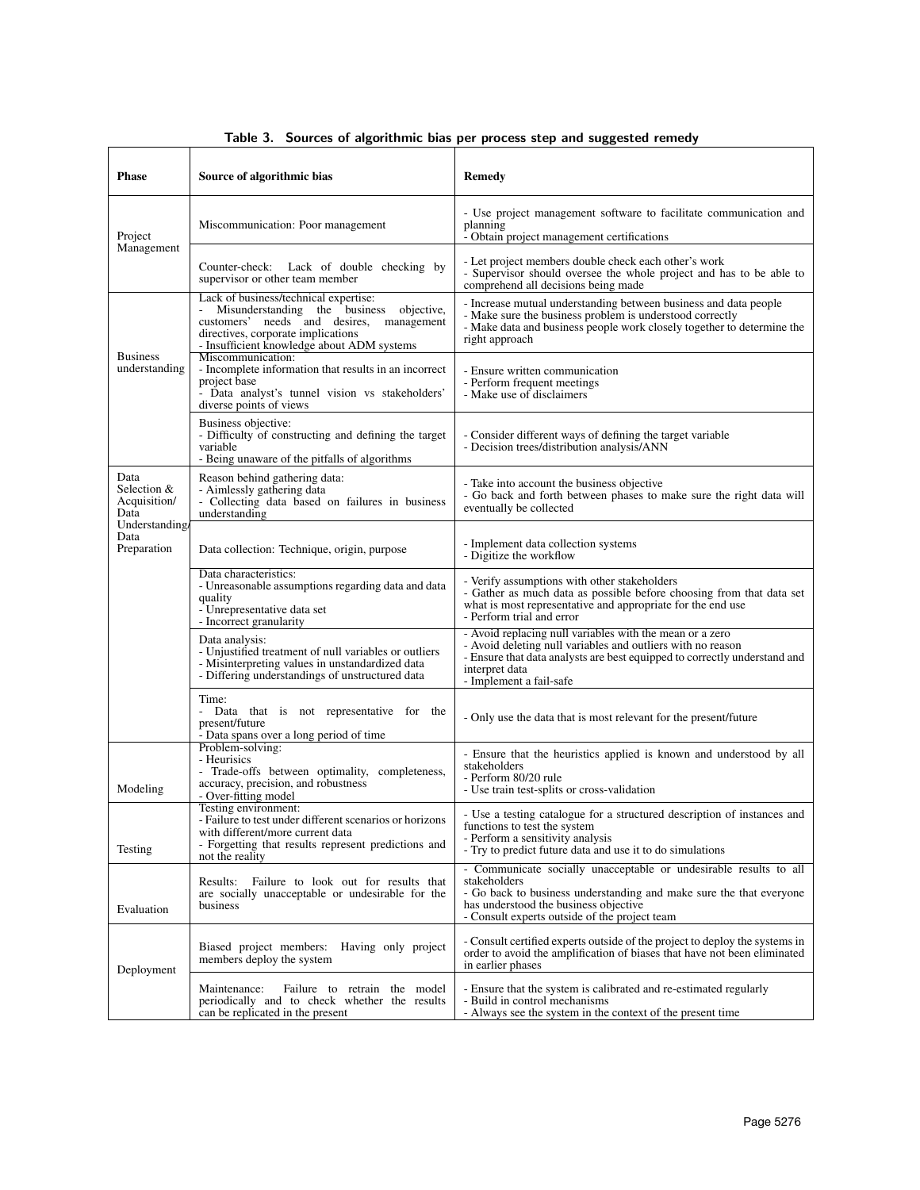Table 3. Sources of algorithmic bias per process step and suggested remedy

| Phase | Source of algorithmic bias | Remedy |
|---|---|---|
| Project Management | Miscommunication: Poor management | - Use project management software to facilitate communication and planning<br>- Obtain project management certifications |
| | Counter-check: Lack of double checking by supervisor or other team member | - Let project members double check each other's work<br>- Supervisor should oversee the whole project and has to be able to comprehend all decisions being made |
| Business understanding | Lack of business/technical expertise:<br>- Misunderstanding the business objective, customers' needs and desires, management directives, corporate implications<br>- Insufficient knowledge about ADM systems | - Increase mutual understanding between business and data people<br>- Make sure the business problem is understood correctly<br>- Make data and business people work closely together to determine the right approach |
| | Miscommunication:<br>- Incomplete information that results in an incorrect project base<br>- Data analyst's tunnel vision vs stakeholders' diverse points of views | - Ensure written communication<br>- Perform frequent meetings<br>- Make use of disclaimers |
| | Business objective:<br>- Difficulty of constructing and defining the target variable<br>- Being unaware of the pitfalls of algorithms | - Consider different ways of defining the target variable<br>- Decision trees/distribution analysis/ANN |
| Data Selection & Acquisition/ Data Understanding/ Data Preparation | Reason behind gathering data:<br>- Aimlessly gathering data<br>- Collecting data based on failures in business understanding | - Take into account the business objective<br>- Go back and forth between phases to make sure the right data will eventually be collected |
| | Data collection: Technique, origin, purpose | - Implement data collection systems<br>- Digitize the workflow |
| | Data characteristics:<br>- Unreasonable assumptions regarding data and data quality<br>- Unrepresentative data set<br>- Incorrect granularity | - Verify assumptions with other stakeholders<br>- Gather as much data as possible before choosing from that data set what is most representative and appropriate for the end use<br>- Perform trial and error |
| | Data analysis:<br>- Unjustified treatment of null variables or outliers<br>- Misinterpreting values in unstandardized data<br>- Differing understandings of unstructured data | - Avoid replacing null variables with the mean or a zero<br>- Avoid deleting null variables and outliers with no reason<br>- Ensure that data analysts are best equipped to correctly understand and interpret data<br>- Implement a fail-safe |
| | Time:<br>- Data that is not representative for the present/future<br>- Data spans over a long period of time | - Only use the data that is most relevant for the present/future |
| Modeling | Problem-solving:<br>- Heuristics<br>- Trade-offs between optimality, completeness, accuracy, precision, and robustness<br>- Over-fitting model | - Ensure that the heuristics applied is known and understood by all stakeholders<br>- Perform 80/20 rule<br>- Use train test-splits or cross-validation |
| Testing | Testing environment:<br>- Failure to test under different scenarios or horizons with different/more current data<br>- Forgetting that results represent predictions and not the reality | - Use a testing catalogue for a structured description of instances and functions to test the system<br>- Perform a sensitivity analysis<br>- Try to predict future data and use it to do simulations |
| Evaluation | Results: Failure to look out for results that are socially unacceptable or undesirable for the business | - Communicate socially unacceptable or undesirable results to all stakeholders<br>- Go back to business understanding and make sure the that everyone has understood the business objective<br>- Consult experts outside of the project team |
| Deployment | Biased project members: Having only project members deploy the system | - Consult certified experts outside of the project to deploy the systems in order to avoid the amplification of biases that have not been eliminated in earlier phases |
| | Maintenance: Failure to retrain the model periodically and to check whether the results can be replicated in the present | - Ensure that the system is calibrated and re-estimated regularly<br>- Build in control mechanisms<br>- Always see the system in the context of the present time |